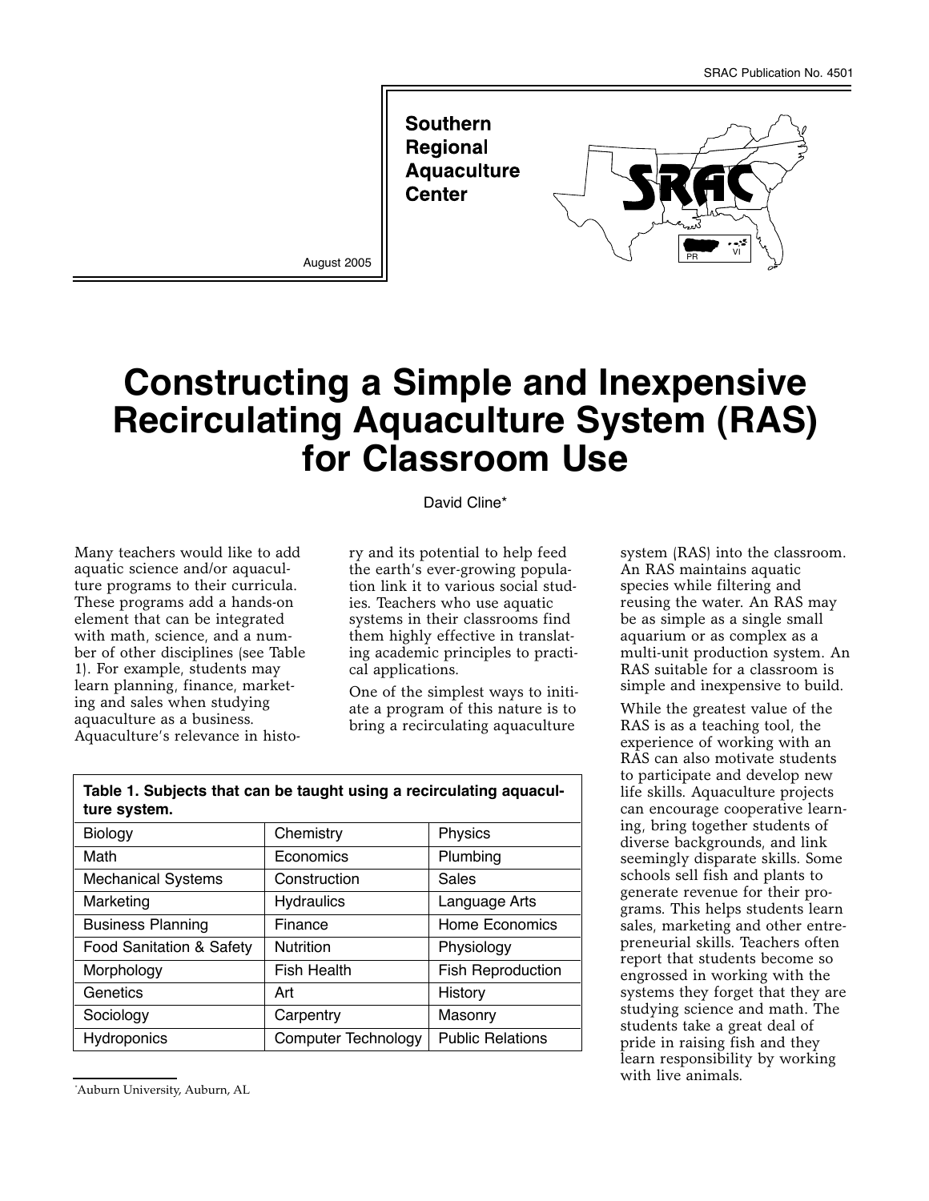SRAC Publication No. 4501

Southern Regional Aquaculture Center

August 2005

# Constructing a Simple and Inexpensive Recirculating Aquaculture System (RAS) for Classroom Use

David Cline*

Many teachers would like to add aquatic science and/or aquaculture programs to their curricula. These programs add a hands-on element that can be integrated with math, science, and a number of other disciplines (see Table 1). For example, students may learn planning, finance, marketing and sales when studying aquaculture as a business. Aquaculture's relevance in history and its potential to help feed the earth's ever-growing population link it to various social studies. Teachers who use aquatic systems in their classrooms find them highly effective in translating academic principles to practical applications.

One of the simplest ways to initiate a program of this nature is to bring a recirculating aquaculture system (RAS) into the classroom. An RAS maintains aquatic species while filtering and reusing the water. An RAS may be as simple as a single small aquarium or as complex as a multi-unit production system. An RAS suitable for a classroom is simple and inexpensive to build.

While the greatest value of the RAS is as a teaching tool, the experience of working with an RAS can also motivate students to participate and develop new life skills. Aquaculture projects can encourage cooperative learning, bring together students of diverse backgrounds, and link seemingly disparate skills. Some schools sell fish and plants to generate revenue for their programs. This helps students learn sales, marketing and other entrepreneurial skills. Teachers often report that students become so engrossed in working with the systems they forget that they are studying science and math. The students take a great deal of pride in raising fish and they learn responsibility by working with live animals.

**Table 1. Subjects that can be taught using a recirculating aquaculture system.**

| | | |
|---|---|---|
| Biology | Chemistry | Physics |
| Math | Economics | Plumbing |
| Mechanical Systems | Construction | Sales |
| Marketing | Hydraulics | Language Arts |
| Business Planning | Finance | Home Economics |
| Food Sanitation & Safety | Nutrition | Physiology |
| Morphology | Fish Health | Fish Reproduction |
| Genetics | Art | History |
| Sociology | Carpentry | Masonry |
| Hydroponics | Computer Technology | Public Relations |

*Auburn University, Auburn, AL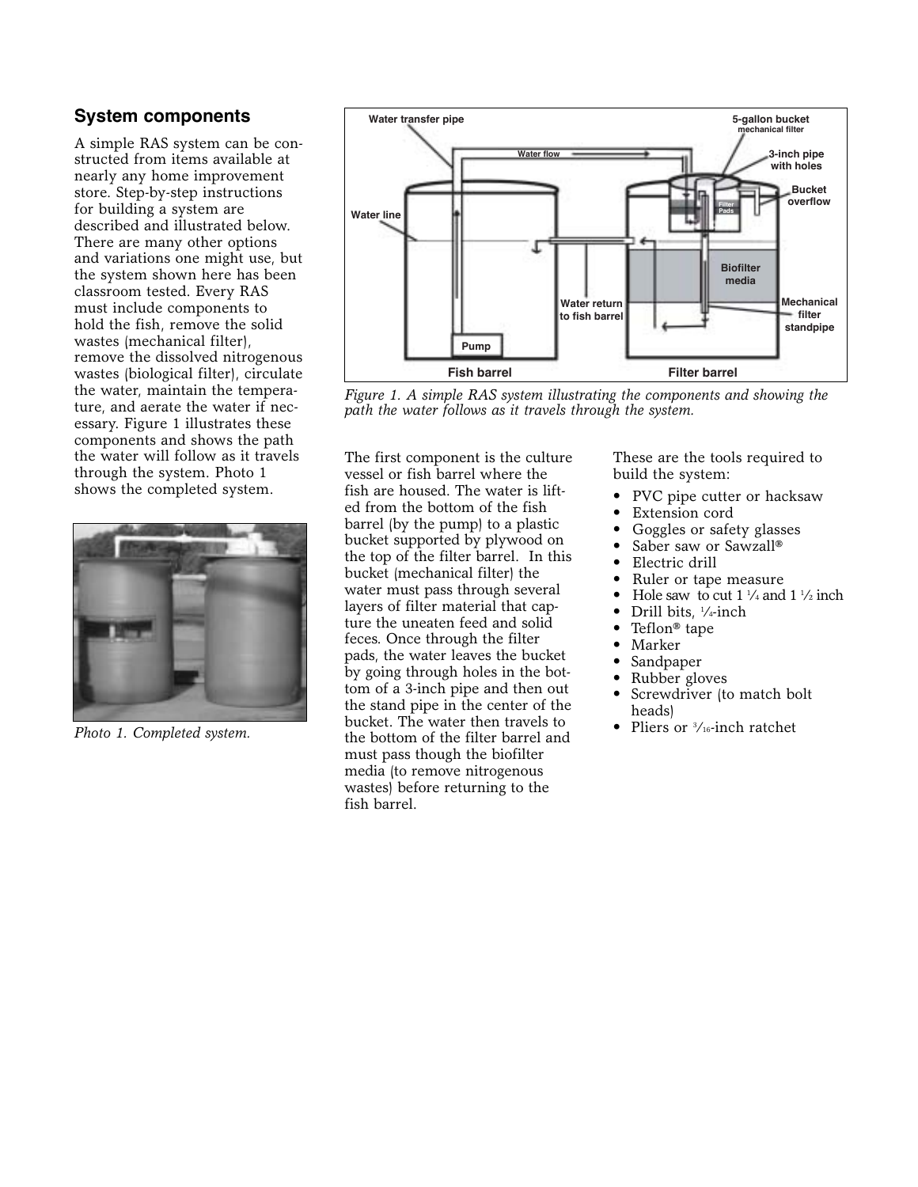## System components

A simple RAS system can be constructed from items available at nearly any home improvement store. Step-by-step instructions for building a system are described and illustrated below. There are many other options and variations one might use, but the system shown here has been classroom tested. Every RAS must include components to hold the fish, remove the solid wastes (mechanical filter), remove the dissolved nitrogenous wastes (biological filter), circulate the water, maintain the temperature, and aerate the water if necessary. Figure 1 illustrates these components and shows the path the water will follow as it travels through the system. Photo 1 shows the completed system.

*Photo 1. Completed system.*

*Figure 1. A simple RAS system illustrating the components and showing the path the water follows as it travels through the system.*

The first component is the culture vessel or fish barrel where the fish are housed. The water is lifted from the bottom of the fish barrel (by the pump) to a plastic bucket supported by plywood on the top of the filter barrel. In this bucket (mechanical filter) the water must pass through several layers of filter material that capture the uneaten feed and solid feces. Once through the filter pads, the water leaves the bucket by going through holes in the bottom of a 3-inch pipe and then out the stand pipe in the center of the bucket. The water then travels to the bottom of the filter barrel and must pass though the biofilter media (to remove nitrogenous wastes) before returning to the fish barrel.

These are the tools required to build the system:

- PVC pipe cutter or hacksaw
- Extension cord
- Goggles or safety glasses
- Saber saw or Sawzall®
- Electric drill
- Ruler or tape measure
- Hole saw to cut 1 ¼ and 1 ½ inch
- Drill bits, ¼-inch
- Teflon® tape
- Marker
- Sandpaper
- Rubber gloves
- Screwdriver (to match bolt heads)
- Pliers or 3/16-inch ratchet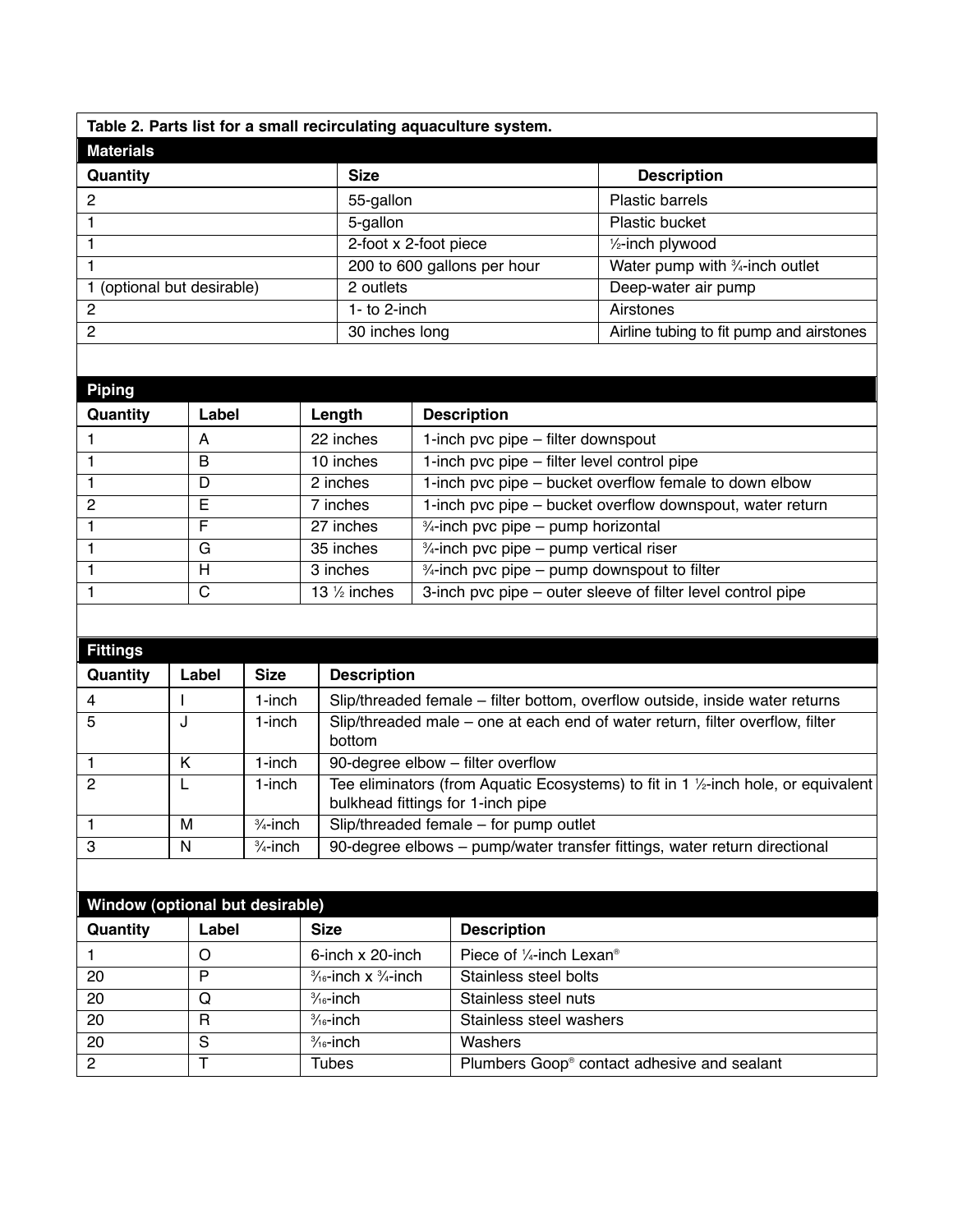**Table 2. Parts list for a small recirculating aquaculture system.**

**Materials**

| Quantity | Size | Description |
|---|---|---|
| 2 | 55-gallon | Plastic barrels |
| 1 | 5-gallon | Plastic bucket |
| 1 | 2-foot x 2-foot piece | ½-inch plywood |
| 1 | 200 to 600 gallons per hour | Water pump with ¾-inch outlet |
| 1 (optional but desirable) | 2 outlets | Deep-water air pump |
| 2 | 1- to 2-inch | Airstones |
| 2 | 30 inches long | Airline tubing to fit pump and airstones |

**Piping**

| Quantity | Label | Length | Description |
|---|---|---|---|
| 1 | A | 22 inches | 1-inch pvc pipe – filter downspout |
| 1 | B | 10 inches | 1-inch pvc pipe – filter level control pipe |
| 1 | D | 2 inches | 1-inch pvc pipe – bucket overflow female to down elbow |
| 2 | E | 7 inches | 1-inch pvc pipe – bucket overflow downspout, water return |
| 1 | F | 27 inches | ¾-inch pvc pipe – pump horizontal |
| 1 | G | 35 inches | ¾-inch pvc pipe – pump vertical riser |
| 1 | H | 3 inches | ¾-inch pvc pipe – pump downspout to filter |
| 1 | C | 13 ½ inches | 3-inch pvc pipe – outer sleeve of filter level control pipe |

**Fittings**

| Quantity | Label | Size | Description |
|---|---|---|---|
| 4 | I | 1-inch | Slip/threaded female – filter bottom, overflow outside, inside water returns |
| 5 | J | 1-inch | Slip/threaded male – one at each end of water return, filter overflow, filter bottom |
| 1 | K | 1-inch | 90-degree elbow – filter overflow |
| 2 | L | 1-inch | Tee eliminators (from Aquatic Ecosystems) to fit in 1 ½-inch hole, or equivalent bulkhead fittings for 1-inch pipe |
| 1 | M | ¾-inch | Slip/threaded female – for pump outlet |
| 3 | N | ¾-inch | 90-degree elbows – pump/water transfer fittings, water return directional |

**Window (optional but desirable)**

| Quantity | Label | Size | Description |
|---|---|---|---|
| 1 | O | 6-inch x 20-inch | Piece of ¼-inch Lexan® |
| 20 | P | 3⁄16-inch x ¾-inch | Stainless steel bolts |
| 20 | Q | 3⁄16-inch | Stainless steel nuts |
| 20 | R | 3⁄16-inch | Stainless steel washers |
| 20 | S | 3⁄16-inch | Washers |
| 2 | T | Tubes | Plumbers Goop® contact adhesive and sealant |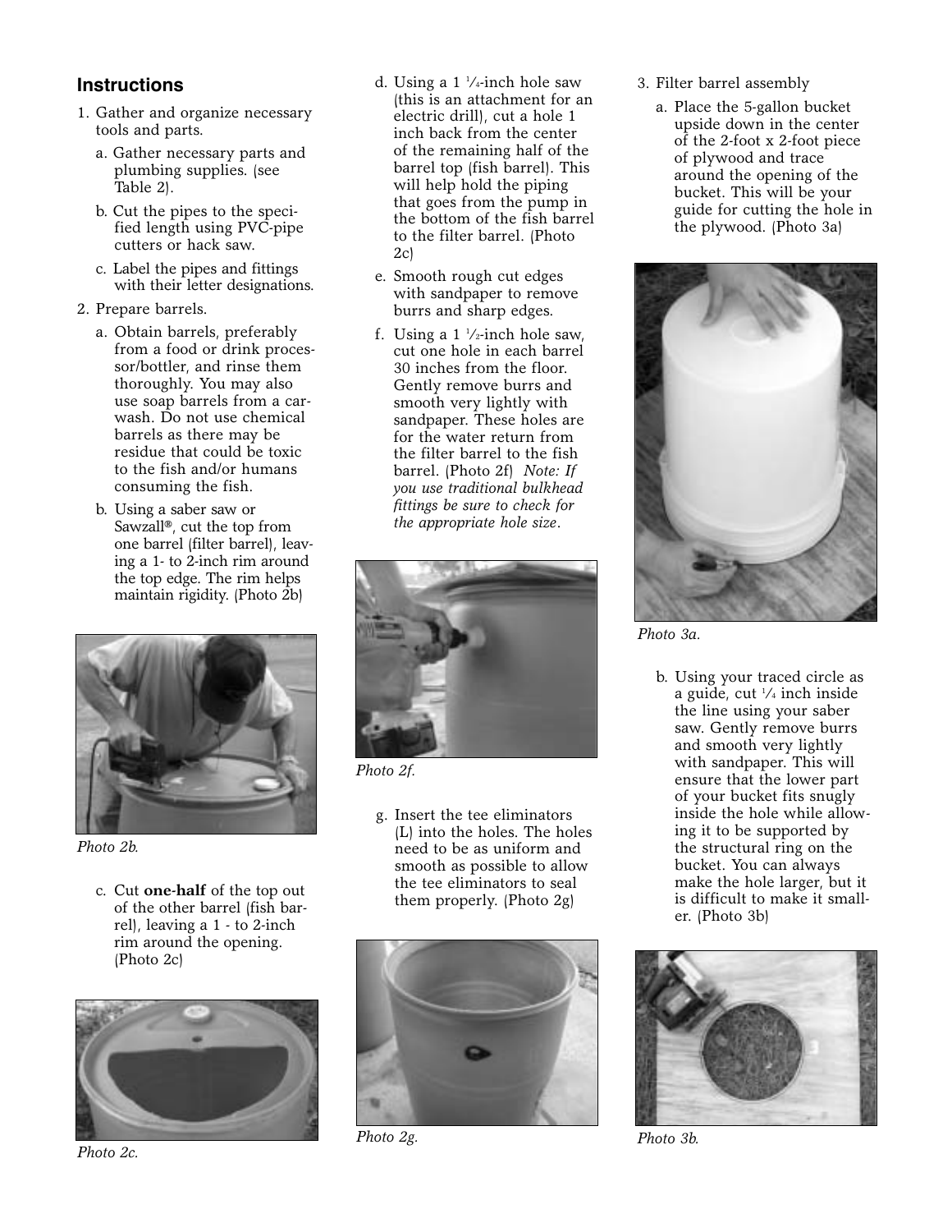## Instructions

1. Gather and organize necessary tools and parts.
   a. Gather necessary parts and plumbing supplies. (see Table 2).
   b. Cut the pipes to the specified length using PVC-pipe cutters or hack saw.
   c. Label the pipes and fittings with their letter designations.
2. Prepare barrels.
   a. Obtain barrels, preferably from a food or drink processor/bottler, and rinse them thoroughly. You may also use soap barrels from a carwash. Do not use chemical barrels as there may be residue that could be toxic to the fish and/or humans consuming the fish.
   b. Using a saber saw or Sawzall®, cut the top from one barrel (filter barrel), leaving a 1- to 2-inch rim around the top edge. The rim helps maintain rigidity. (Photo 2b)

Photo 2b.

   c. Cut **one-half** of the top out of the other barrel (fish barrel), leaving a 1 - to 2-inch rim around the opening. (Photo 2c)

Photo 2c.

   d. Using a 1 1/4-inch hole saw (this is an attachment for an electric drill), cut a hole 1 inch back from the center of the remaining half of the barrel top (fish barrel). This will help hold the piping that goes from the pump in the bottom of the fish barrel to the filter barrel. (Photo 2c)
   e. Smooth rough cut edges with sandpaper to remove burrs and sharp edges.
   f. Using a 1 1/2-inch hole saw, cut one hole in each barrel 30 inches from the floor. Gently remove burrs and smooth very lightly with sandpaper. These holes are for the water return from the filter barrel to the fish barrel. (Photo 2f) *Note: If you use traditional bulkhead fittings be sure to check for the appropriate hole size.*

Photo 2f.

   g. Insert the tee eliminators (L) into the holes. The holes need to be as uniform and smooth as possible to allow the tee eliminators to seal them properly. (Photo 2g)

Photo 2g.

3. Filter barrel assembly
   a. Place the 5-gallon bucket upside down in the center of the 2-foot x 2-foot piece of plywood and trace around the opening of the bucket. This will be your guide for cutting the hole in the plywood. (Photo 3a)

Photo 3a.

   b. Using your traced circle as a guide, cut 1/4 inch inside the line using your saber saw. Gently remove burrs and smooth very lightly with sandpaper. This will ensure that the lower part of your bucket fits snugly inside the hole while allowing it to be supported by the structural ring on the bucket. You can always make the hole larger, but it is difficult to make it smaller. (Photo 3b)

Photo 3b.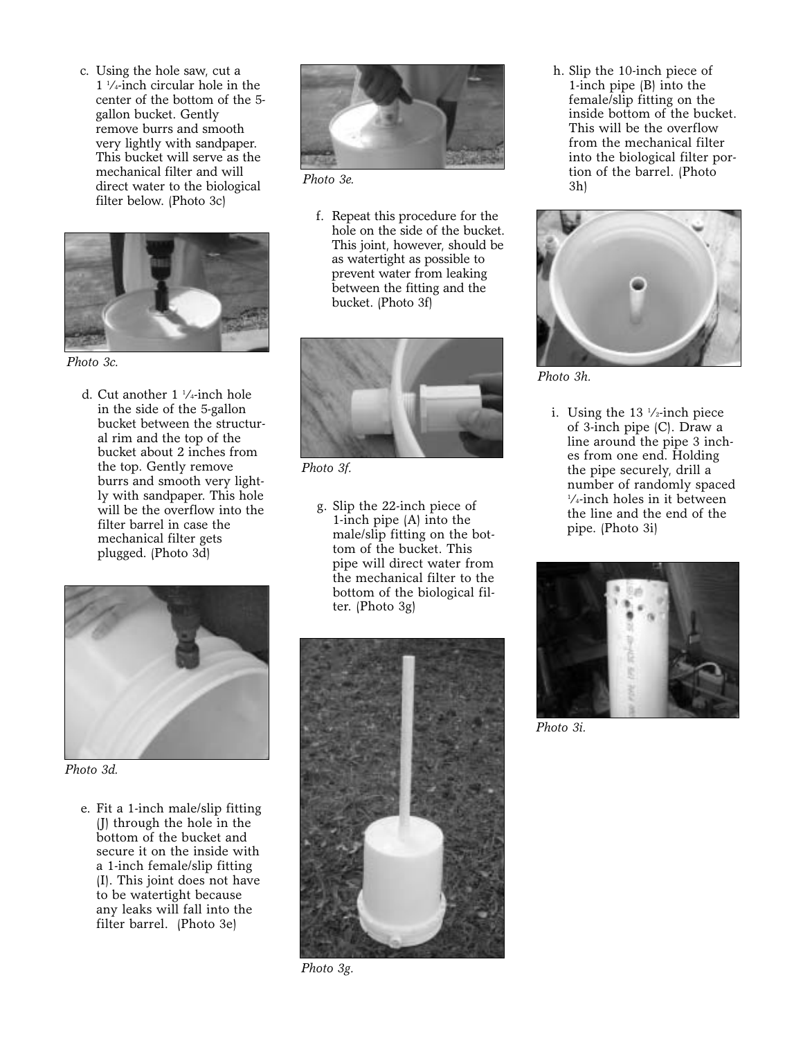c. Using the hole saw, cut a 1 1/4-inch circular hole in the center of the bottom of the 5-gallon bucket. Gently remove burrs and smooth very lightly with sandpaper. This bucket will serve as the mechanical filter and will direct water to the biological filter below. (Photo 3c)

*Photo 3c.*

d. Cut another 1 1/4-inch hole in the side of the 5-gallon bucket between the structural rim and the top of the bucket about 2 inches from the top. Gently remove burrs and smooth very lightly with sandpaper. This hole will be the overflow into the filter barrel in case the mechanical filter gets plugged. (Photo 3d)

*Photo 3d.*

e. Fit a 1-inch male/slip fitting (J) through the hole in the bottom of the bucket and secure it on the inside with a 1-inch female/slip fitting (I). This joint does not have to be watertight because any leaks will fall into the filter barrel. (Photo 3e)

*Photo 3e.*

f. Repeat this procedure for the hole on the side of the bucket. This joint, however, should be as watertight as possible to prevent water from leaking between the fitting and the bucket. (Photo 3f)

*Photo 3f.*

g. Slip the 22-inch piece of 1-inch pipe (A) into the male/slip fitting on the bottom of the bucket. This pipe will direct water from the mechanical filter to the bottom of the biological filter. (Photo 3g)

*Photo 3g.*

h. Slip the 10-inch piece of 1-inch pipe (B) into the female/slip fitting on the inside bottom of the bucket. This will be the overflow from the mechanical filter into the biological filter portion of the barrel. (Photo 3h)

*Photo 3h.*

i. Using the 13 1/2-inch piece of 3-inch pipe (C). Draw a line around the pipe 3 inches from one end. Holding the pipe securely, drill a number of randomly spaced 1/4-inch holes in it between the line and the end of the pipe. (Photo 3i)

*Photo 3i.*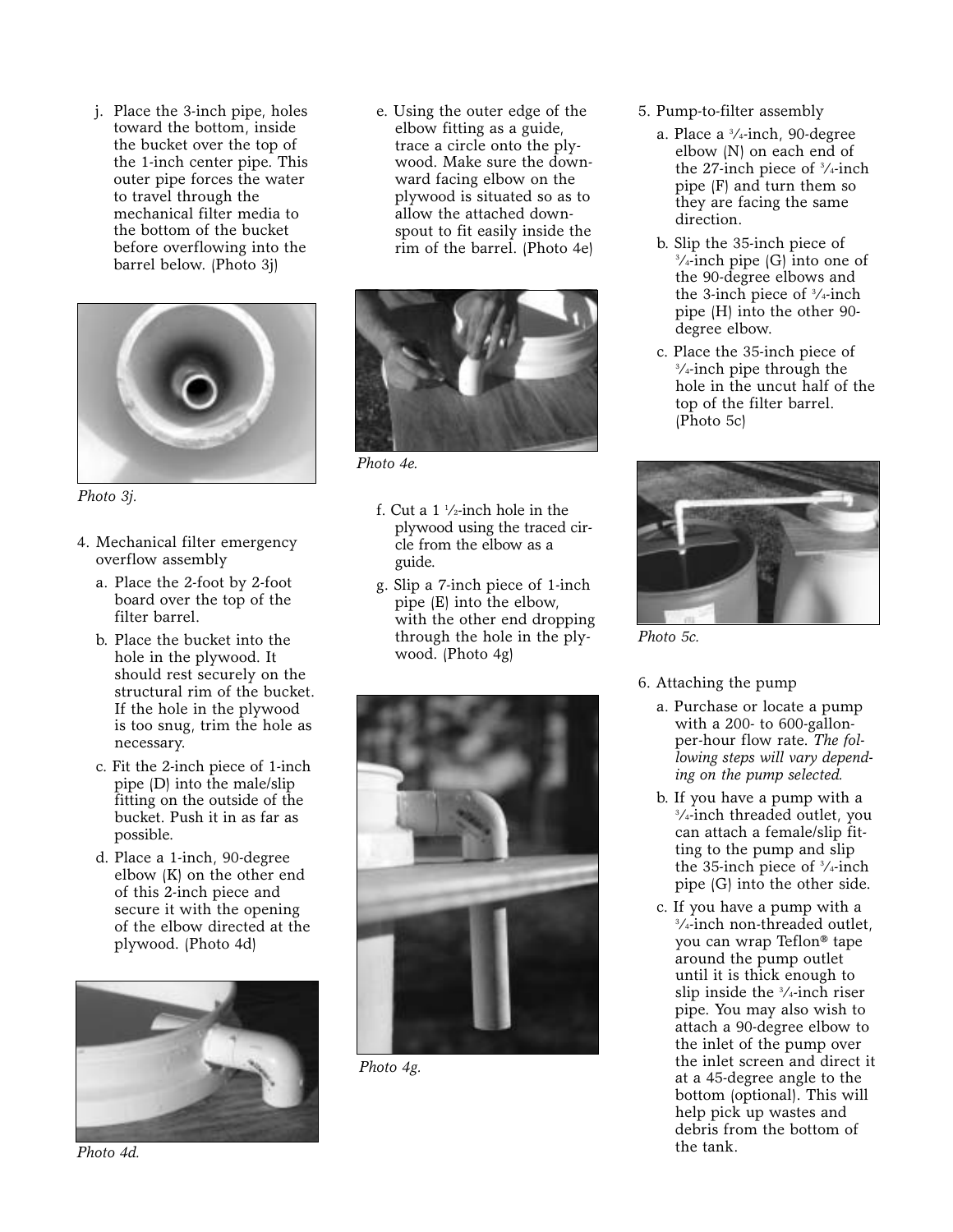j. Place the 3-inch pipe, holes toward the bottom, inside the bucket over the top of the 1-inch center pipe. This outer pipe forces the water to travel through the mechanical filter media to the bottom of the bucket before overflowing into the barrel below. (Photo 3j)

*Photo 3j.*

4. Mechanical filter emergency overflow assembly
   a. Place the 2-foot by 2-foot board over the top of the filter barrel.
   b. Place the bucket into the hole in the plywood. It should rest securely on the structural rim of the bucket. If the hole in the plywood is too snug, trim the hole as necessary.
   c. Fit the 2-inch piece of 1-inch pipe (D) into the male/slip fitting on the outside of the bucket. Push it in as far as possible.
   d. Place a 1-inch, 90-degree elbow (K) on the other end of this 2-inch piece and secure it with the opening of the elbow directed at the plywood. (Photo 4d)

*Photo 4d.*

   e. Using the outer edge of the elbow fitting as a guide, trace a circle onto the plywood. Make sure the downward facing elbow on the plywood is situated so as to allow the attached downspout to fit easily inside the rim of the barrel. (Photo 4e)

*Photo 4e.*

   f. Cut a 1 ½-inch hole in the plywood using the traced circle from the elbow as a guide.
   g. Slip a 7-inch piece of 1-inch pipe (E) into the elbow, with the other end dropping through the hole in the plywood. (Photo 4g)

*Photo 4g.*

5. Pump-to-filter assembly
   a. Place a ¾-inch, 90-degree elbow (N) on each end of the 27-inch piece of ¾-inch pipe (F) and turn them so they are facing the same direction.
   b. Slip the 35-inch piece of ¾-inch pipe (G) into one of the 90-degree elbows and the 3-inch piece of ¾-inch pipe (H) into the other 90-degree elbow.
   c. Place the 35-inch piece of ¾-inch pipe through the hole in the uncut half of the top of the filter barrel. (Photo 5c)

*Photo 5c.*

6. Attaching the pump
   a. Purchase or locate a pump with a 200- to 600-gallon-per-hour flow rate. *The following steps will vary depending on the pump selected.*
   b. If you have a pump with a ¾-inch threaded outlet, you can attach a female/slip fitting to the pump and slip the 35-inch piece of ¾-inch pipe (G) into the other side.
   c. If you have a pump with a ¾-inch non-threaded outlet, you can wrap Teflon® tape around the pump outlet until it is thick enough to slip inside the ¾-inch riser pipe. You may also wish to attach a 90-degree elbow to the inlet of the pump over the inlet screen and direct it at a 45-degree angle to the bottom (optional). This will help pick up wastes and debris from the bottom of the tank.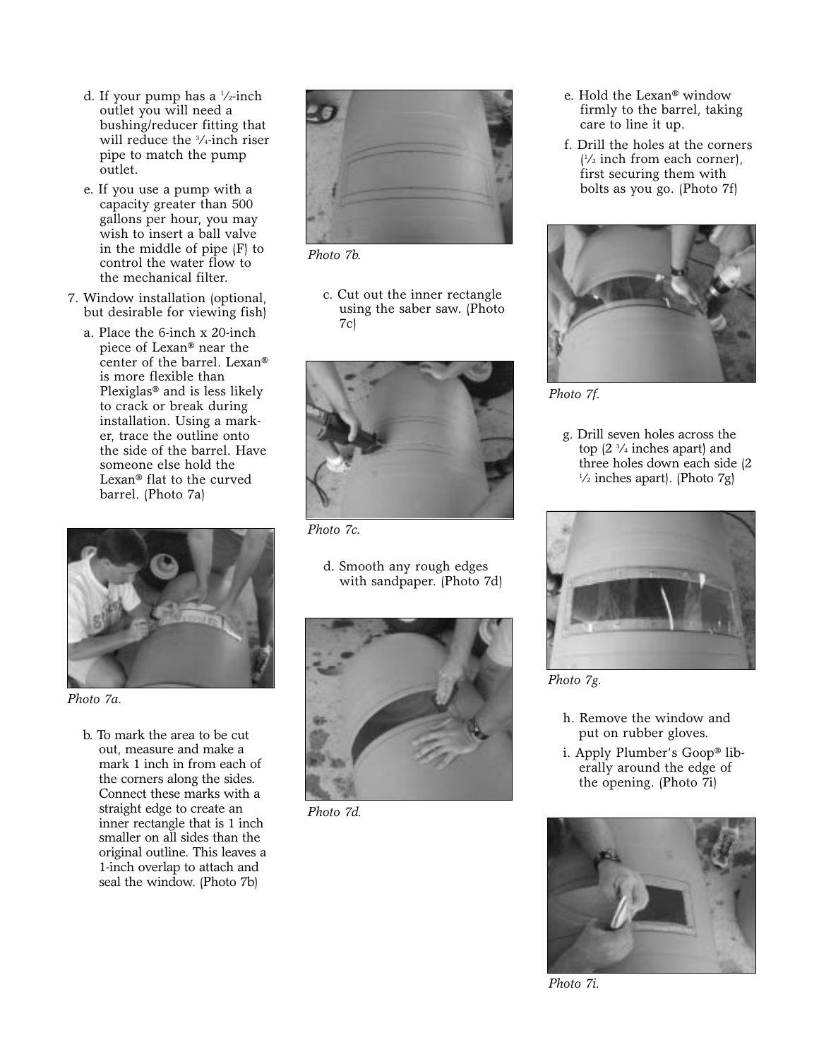d. If your pump has a ½-inch outlet you will need a bushing/reducer fitting that will reduce the ¾-inch riser pipe to match the pump outlet.

e. If you use a pump with a capacity greater than 500 gallons per hour, you may wish to insert a ball valve in the middle of pipe (F) to control the water flow to the mechanical filter.

7. Window installation (optional, but desirable for viewing fish)

   a. Place the 6-inch x 20-inch piece of Lexan® near the center of the barrel. Lexan® is more flexible than Plexiglas® and is less likely to crack or break during installation. Using a marker, trace the outline onto the side of the barrel. Have someone else hold the Lexan® flat to the curved barrel. (Photo 7a)

*Photo 7a.*

   b. To mark the area to be cut out, measure and make a mark 1 inch in from each of the corners along the sides. Connect these marks with a straight edge to create an inner rectangle that is 1 inch smaller on all sides than the original outline. This leaves a 1-inch overlap to attach and seal the window. (Photo 7b)

*Photo 7b.*

   c. Cut out the inner rectangle using the saber saw. (Photo 7c)

*Photo 7c.*

   d. Smooth any rough edges with sandpaper. (Photo 7d)

*Photo 7d.*

   e. Hold the Lexan® window firmly to the barrel, taking care to line it up.

   f. Drill the holes at the corners (½ inch from each corner), first securing them with bolts as you go. (Photo 7f)

*Photo 7f.*

   g. Drill seven holes across the top (2 ¾ inches apart) and three holes down each side (2 ½ inches apart). (Photo 7g)

*Photo 7g.*

   h. Remove the window and put on rubber gloves.

   i. Apply Plumber's Goop® liberally around the edge of the opening. (Photo 7i)

*Photo 7i.*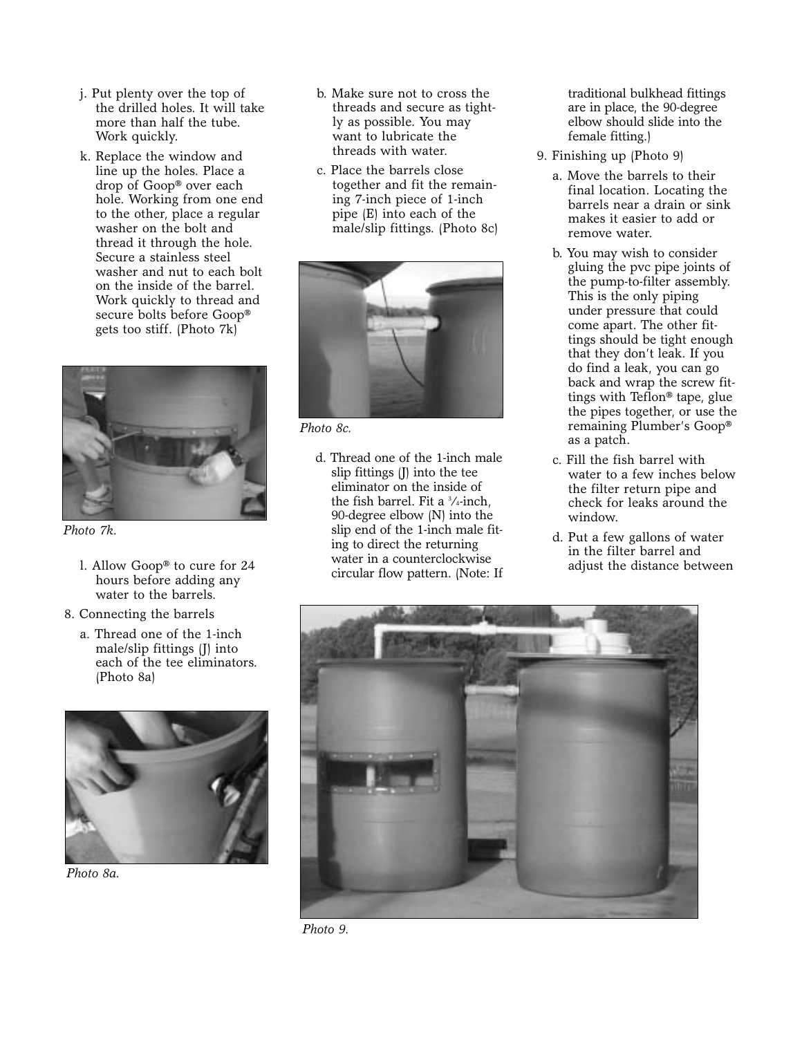j. Put plenty over the top of the drilled holes. It will take more than half the tube. Work quickly.

k. Replace the window and line up the holes. Place a drop of Goop® over each hole. Working from one end to the other, place a regular washer on the bolt and thread it through the hole. Secure a stainless steel washer and nut to each bolt on the inside of the barrel. Work quickly to thread and secure bolts before Goop® gets too stiff. (Photo 7k)

*Photo 7k.*

l. Allow Goop® to cure for 24 hours before adding any water to the barrels.

8. Connecting the barrels

   a. Thread one of the 1-inch male/slip fittings (J) into each of the tee eliminators. (Photo 8a)

*Photo 8a.*

   b. Make sure not to cross the threads and secure as tightly as possible. You may want to lubricate the threads with water.

   c. Place the barrels close together and fit the remaining 7-inch piece of 1-inch pipe (E) into each of the male/slip fittings. (Photo 8c)

*Photo 8c.*

   d. Thread one of the 1-inch male slip fittings (J) into the tee eliminator on the inside of the fish barrel. Fit a ¾-inch, 90-degree elbow (N) into the slip end of the 1-inch male fitting to direct the returning water in a counterclockwise circular flow pattern. (Note: If traditional bulkhead fittings are in place, the 90-degree elbow should slide into the female fitting.)

9. Finishing up (Photo 9)

   a. Move the barrels to their final location. Locating the barrels near a drain or sink makes it easier to add or remove water.

   b. You may wish to consider gluing the pvc pipe joints of the pump-to-filter assembly. This is the only piping under pressure that could come apart. The other fittings should be tight enough that they don't leak. If you do find a leak, you can go back and wrap the screw fittings with Teflon® tape, glue the pipes together, or use the remaining Plumber's Goop® as a patch.

   c. Fill the fish barrel with water to a few inches below the filter return pipe and check for leaks around the window.

   d. Put a few gallons of water in the filter barrel and adjust the distance between

*Photo 9.*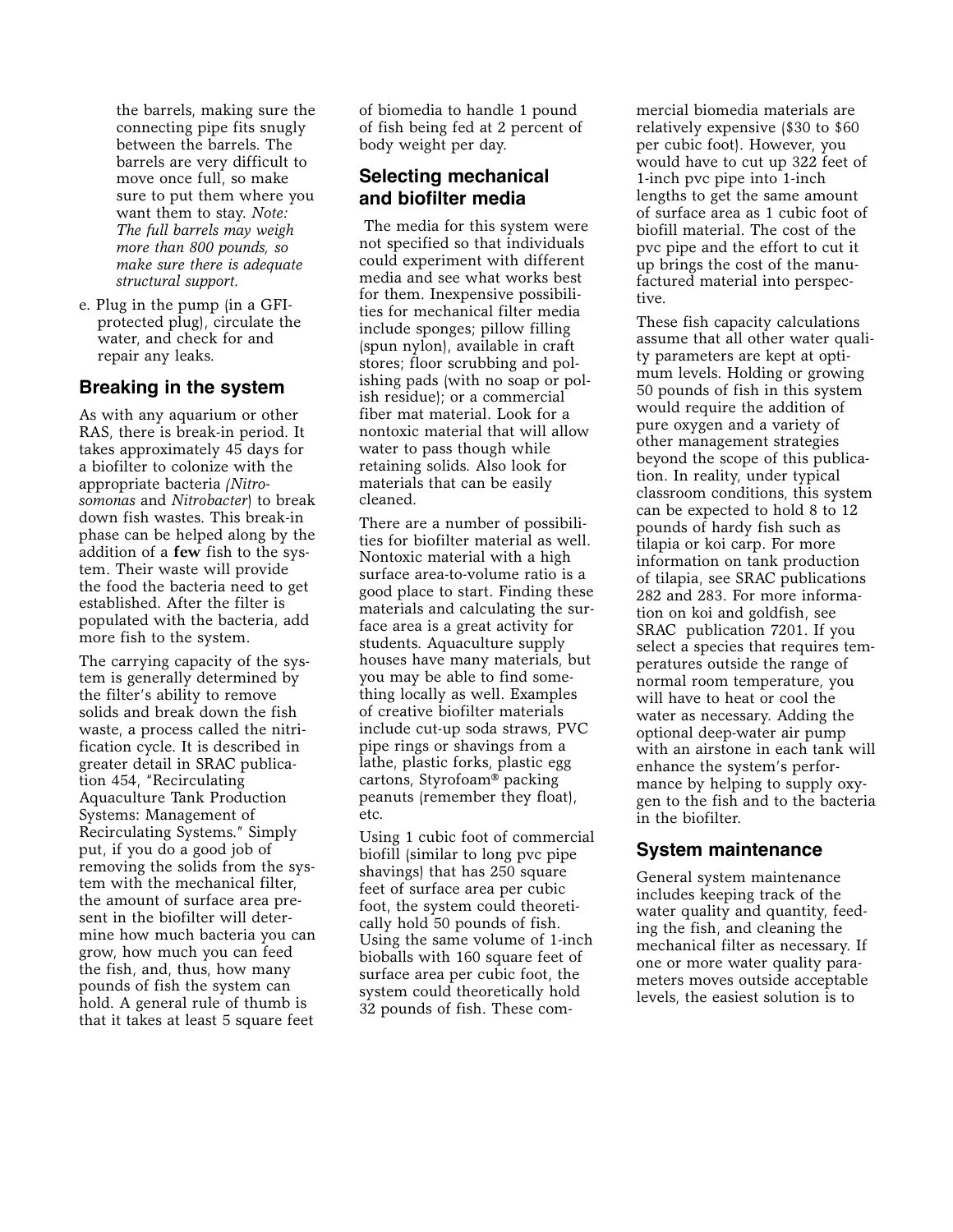the barrels, making sure the connecting pipe fits snugly between the barrels. The barrels are very difficult to move once full, so make sure to put them where you want them to stay. *Note: The full barrels may weigh more than 800 pounds, so make sure there is adequate structural support.*

e. Plug in the pump (in a GFI-protected plug), circulate the water, and check for and repair any leaks.

## Breaking in the system

As with any aquarium or other RAS, there is break-in period. It takes approximately 45 days for a biofilter to colonize with the appropriate bacteria (*Nitrosomonas* and *Nitrobacter*) to break down fish wastes. This break-in phase can be helped along by the addition of a **few** fish to the system. Their waste will provide the food the bacteria need to get established. After the filter is populated with the bacteria, add more fish to the system.

The carrying capacity of the system is generally determined by the filter's ability to remove solids and break down the fish waste, a process called the nitrification cycle. It is described in greater detail in SRAC publication 454, "Recirculating Aquaculture Tank Production Systems: Management of Recirculating Systems." Simply put, if you do a good job of removing the solids from the system with the mechanical filter, the amount of surface area present in the biofilter will determine how much bacteria you can grow, how much you can feed the fish, and, thus, how many pounds of fish the system can hold. A general rule of thumb is that it takes at least 5 square feet of biomedia to handle 1 pound of fish being fed at 2 percent of body weight per day.

## Selecting mechanical and biofilter media

The media for this system were not specified so that individuals could experiment with different media and see what works best for them. Inexpensive possibilities for mechanical filter media include sponges; pillow filling (spun nylon), available in craft stores; floor scrubbing and polishing pads (with no soap or polish residue); or a commercial fiber mat material. Look for a nontoxic material that will allow water to pass though while retaining solids. Also look for materials that can be easily cleaned.

There are a number of possibilities for biofilter material as well. Nontoxic material with a high surface area-to-volume ratio is a good place to start. Finding these materials and calculating the surface area is a great activity for students. Aquaculture supply houses have many materials, but you may be able to find something locally as well. Examples of creative biofilter materials include cut-up soda straws, PVC pipe rings or shavings from a lathe, plastic forks, plastic egg cartons, Styrofoam® packing peanuts (remember they float), etc.

Using 1 cubic foot of commercial biofill (similar to long pvc pipe shavings) that has 250 square feet of surface area per cubic foot, the system could theoretically hold 50 pounds of fish. Using the same volume of 1-inch bioballs with 160 square feet of surface area per cubic foot, the system could theoretically hold 32 pounds of fish. These commercial biomedia materials are relatively expensive ($30 to $60 per cubic foot). However, you would have to cut up 322 feet of 1-inch pvc pipe into 1-inch lengths to get the same amount of surface area as 1 cubic foot of biofill material. The cost of the pvc pipe and the effort to cut it up brings the cost of the manufactured material into perspective.

These fish capacity calculations assume that all other water quality parameters are kept at optimum levels. Holding or growing 50 pounds of fish in this system would require the addition of pure oxygen and a variety of other management strategies beyond the scope of this publication. In reality, under typical classroom conditions, this system can be expected to hold 8 to 12 pounds of hardy fish such as tilapia or koi carp. For more information on tank production of tilapia, see SRAC publications 282 and 283. For more information on koi and goldfish, see SRAC publication 7201. If you select a species that requires temperatures outside the range of normal room temperature, you will have to heat or cool the water as necessary. Adding the optional deep-water air pump with an airstone in each tank will enhance the system's performance by helping to supply oxygen to the fish and to the bacteria in the biofilter.

## System maintenance

General system maintenance includes keeping track of the water quality and quantity, feeding the fish, and cleaning the mechanical filter as necessary. If one or more water quality parameters moves outside acceptable levels, the easiest solution is to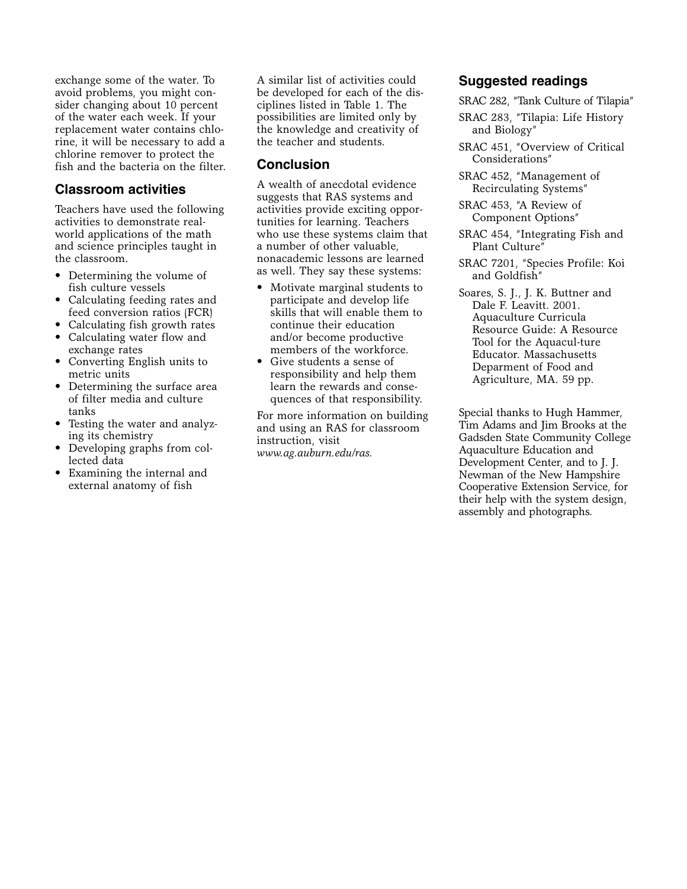exchange some of the water. To avoid problems, you might consider changing about 10 percent of the water each week. If your replacement water contains chlorine, it will be necessary to add a chlorine remover to protect the fish and the bacteria on the filter.

## Classroom activities

Teachers have used the following activities to demonstrate real-world applications of the math and science principles taught in the classroom.

- Determining the volume of fish culture vessels
- Calculating feeding rates and feed conversion ratios (FCR)
- Calculating fish growth rates
- Calculating water flow and exchange rates
- Converting English units to metric units
- Determining the surface area of filter media and culture tanks
- Testing the water and analyzing its chemistry
- Developing graphs from collected data
- Examining the internal and external anatomy of fish

A similar list of activities could be developed for each of the disciplines listed in Table 1. The possibilities are limited only by the knowledge and creativity of the teacher and students.

## Conclusion

A wealth of anecdotal evidence suggests that RAS systems and activities provide exciting opportunities for learning. Teachers who use these systems claim that a number of other valuable, nonacademic lessons are learned as well. They say these systems:

- Motivate marginal students to participate and develop life skills that will enable them to continue their education and/or become productive members of the workforce.
- Give students a sense of responsibility and help them learn the rewards and consequences of that responsibility.

For more information on building and using an RAS for classroom instruction, visit *www.ag.auburn.edu/ras.*

## Suggested readings

SRAC 282, "Tank Culture of Tilapia"

SRAC 283, "Tilapia: Life History and Biology"

SRAC 451, "Overview of Critical Considerations"

SRAC 452, "Management of Recirculating Systems"

SRAC 453, "A Review of Component Options"

SRAC 454, "Integrating Fish and Plant Culture"

SRAC 7201, "Species Profile: Koi and Goldfish"

Soares, S. J., J. K. Buttner and Dale F. Leavitt. 2001. Aquaculture Curricula Resource Guide: A Resource Tool for the Aquacul-ture Educator. Massachusetts Deparment of Food and Agriculture, MA. 59 pp.

Special thanks to Hugh Hammer, Tim Adams and Jim Brooks at the Gadsden State Community College Aquaculture Education and Development Center, and to J. J. Newman of the New Hampshire Cooperative Extension Service, for their help with the system design, assembly and photographs.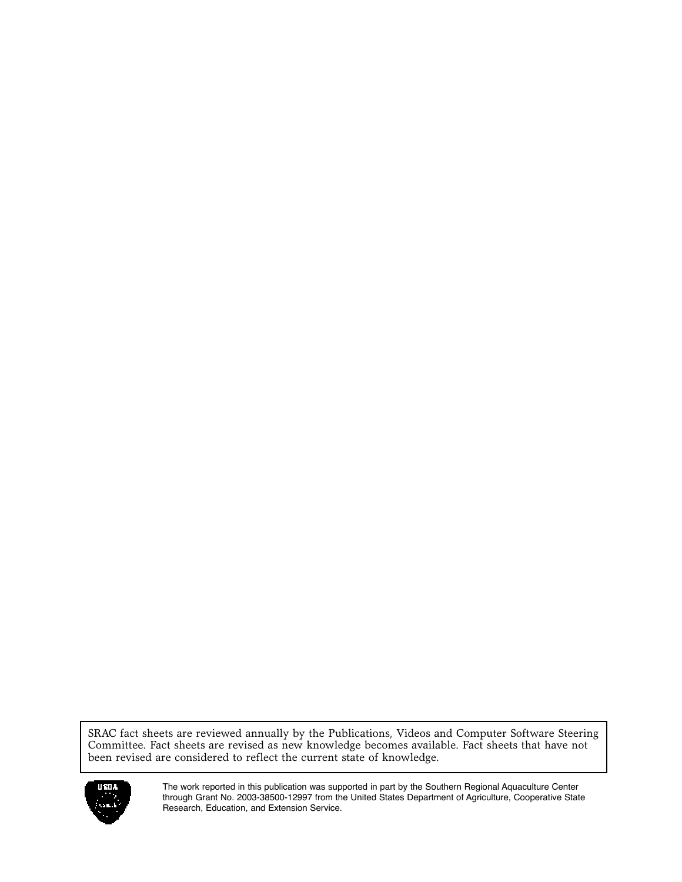SRAC fact sheets are reviewed annually by the Publications, Videos and Computer Software Steering Committee. Fact sheets are revised as new knowledge becomes available. Fact sheets that have not been revised are considered to reflect the current state of knowledge.

The work reported in this publication was supported in part by the Southern Regional Aquaculture Center through Grant No. 2003-38500-12997 from the United States Department of Agriculture, Cooperative State Research, Education, and Extension Service.